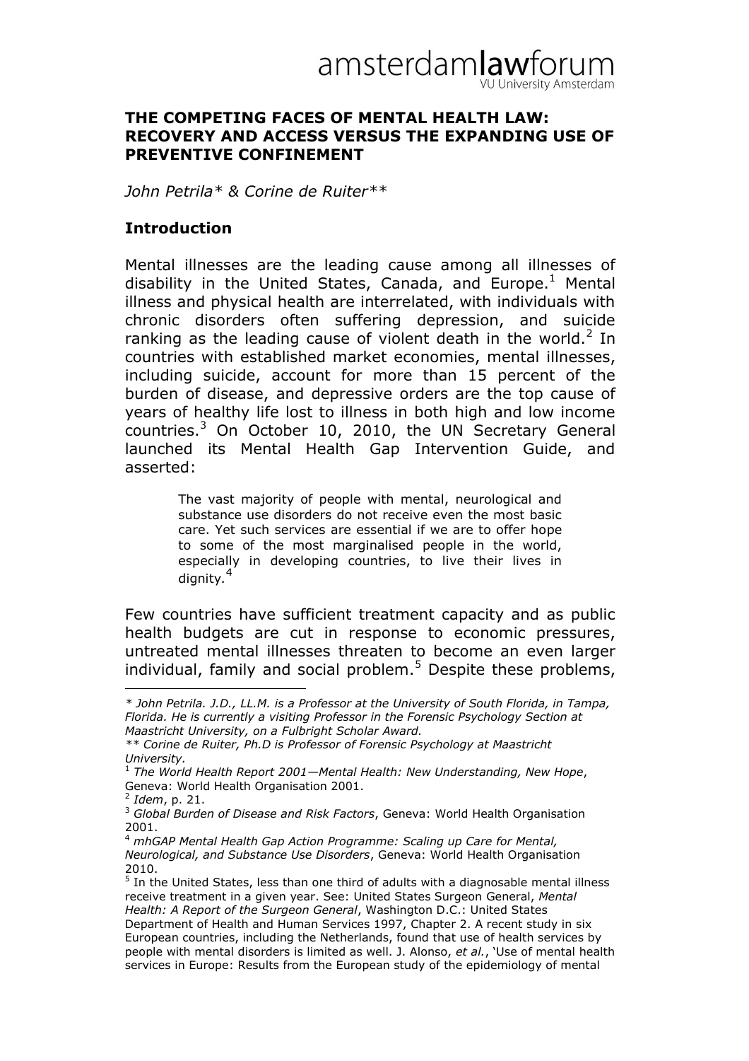amsterdam**law**forum
VU University Amsterdam

# THE COMPETING FACES OF MENTAL HEALTH LAW: RECOVERY AND ACCESS VERSUS THE EXPANDING USE OF PREVENTIVE CONFINEMENT

*John Petrila\* & Corine de Ruiter\*\**

## Introduction

Mental illnesses are the leading cause among all illnesses of disability in the United States, Canada, and Europe.[1] Mental illness and physical health are interrelated, with individuals with chronic disorders often suffering depression, and suicide ranking as the leading cause of violent death in the world.[2] In countries with established market economies, mental illnesses, including suicide, account for more than 15 percent of the burden of disease, and depressive orders are the top cause of years of healthy life lost to illness in both high and low income countries.[3] On October 10, 2010, the UN Secretary General launched its Mental Health Gap Intervention Guide, and asserted:

> The vast majority of people with mental, neurological and substance use disorders do not receive even the most basic care. Yet such services are essential if we are to offer hope to some of the most marginalised people in the world, especially in developing countries, to live their lives in dignity.[4]

Few countries have sufficient treatment capacity and as public health budgets are cut in response to economic pressures, untreated mental illnesses threaten to become an even larger individual, family and social problem.[5] Despite these problems,

---

*\* John Petrila. J.D., LL.M. is a Professor at the University of South Florida, in Tampa, Florida. He is currently a visiting Professor in the Forensic Psychology Section at Maastricht University, on a Fulbright Scholar Award.*

*\*\* Corine de Ruiter, Ph.D is Professor of Forensic Psychology at Maastricht University.*

[1] *The World Health Report 2001—Mental Health: New Understanding, New Hope*, Geneva: World Health Organisation 2001.

[2] *Idem*, p. 21.

[3] *Global Burden of Disease and Risk Factors*, Geneva: World Health Organisation 2001.

[4] *mhGAP Mental Health Gap Action Programme: Scaling up Care for Mental, Neurological, and Substance Use Disorders*, Geneva: World Health Organisation 2010.

[5] In the United States, less than one third of adults with a diagnosable mental illness receive treatment in a given year. See: United States Surgeon General, *Mental Health: A Report of the Surgeon General*, Washington D.C.: United States Department of Health and Human Services 1997, Chapter 2. A recent study in six European countries, including the Netherlands, found that use of health services by people with mental disorders is limited as well. J. Alonso, *et al.*, 'Use of mental health services in Europe: Results from the European study of the epidemiology of mental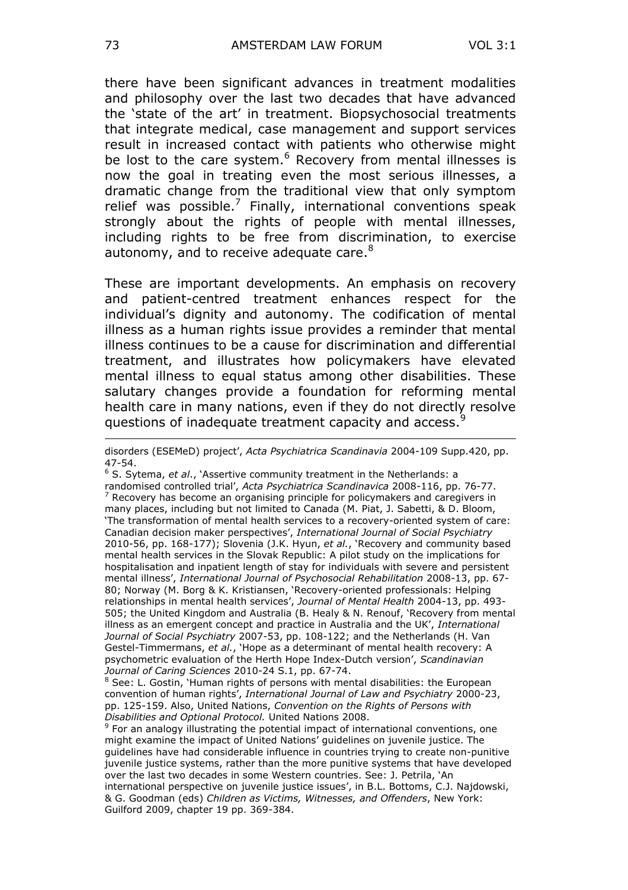there have been significant advances in treatment modalities and philosophy over the last two decades that have advanced the 'state of the art' in treatment. Biopsychosocial treatments that integrate medical, case management and support services result in increased contact with patients who otherwise might be lost to the care system.[6] Recovery from mental illnesses is now the goal in treating even the most serious illnesses, a dramatic change from the traditional view that only symptom relief was possible.[7] Finally, international conventions speak strongly about the rights of people with mental illnesses, including rights to be free from discrimination, to exercise autonomy, and to receive adequate care.[8]

These are important developments. An emphasis on recovery and patient-centred treatment enhances respect for the individual's dignity and autonomy. The codification of mental illness as a human rights issue provides a reminder that mental illness continues to be a cause for discrimination and differential treatment, and illustrates how policymakers have elevated mental illness to equal status among other disabilities. These salutary changes provide a foundation for reforming mental health care in many nations, even if they do not directly resolve questions of inadequate treatment capacity and access.[9]

---

disorders (ESEMeD) project', *Acta Psychiatrica Scandinavia* 2004-109 Supp.420, pp. 47-54.

[6] S. Sytema, *et al*., 'Assertive community treatment in the Netherlands: a randomised controlled trial', *Acta Psychiatrica Scandinavica* 2008-116, pp. 76-77.

[7] Recovery has become an organising principle for policymakers and caregivers in many places, including but not limited to Canada (M. Piat, J. Sabetti, & D. Bloom, 'The transformation of mental health services to a recovery-oriented system of care: Canadian decision maker perspectives', *International Journal of Social Psychiatry* 2010-56, pp. 168-177); Slovenia (J.K. Hyun, *et al.*, 'Recovery and community based mental health services in the Slovak Republic: A pilot study on the implications for hospitalisation and inpatient length of stay for individuals with severe and persistent mental illness', *International Journal of Psychosocial Rehabilitation* 2008-13, pp. 67-80; Norway (M. Borg & K. Kristiansen, 'Recovery-oriented professionals: Helping relationships in mental health services', *Journal of Mental Health* 2004-13, pp. 493-505; the United Kingdom and Australia (B. Healy & N. Renouf, 'Recovery from mental illness as an emergent concept and practice in Australia and the UK', *International Journal of Social Psychiatry* 2007-53, pp. 108-122; and the Netherlands (H. Van Gestel-Timmermans, *et al.*, 'Hope as a determinant of mental health recovery: A psychometric evaluation of the Herth Hope Index-Dutch version', *Scandinavian Journal of Caring Sciences* 2010-24 S.1, pp. 67-74.

[8] See: L. Gostin, 'Human rights of persons with mental disabilities: the European convention of human rights', *International Journal of Law and Psychiatry* 2000-23, pp. 125-159. Also, United Nations, *Convention on the Rights of Persons with Disabilities and Optional Protocol.* United Nations 2008.

[9] For an analogy illustrating the potential impact of international conventions, one might examine the impact of United Nations' guidelines on juvenile justice. The guidelines have had considerable influence in countries trying to create non-punitive juvenile justice systems, rather than the more punitive systems that have developed over the last two decades in some Western countries. See: J. Petrila, 'An international perspective on juvenile justice issues', in B.L. Bottoms, C.J. Najdowski, & G. Goodman (eds) *Children as Victims, Witnesses, and Offenders*, New York: Guilford 2009, chapter 19 pp. 369-384.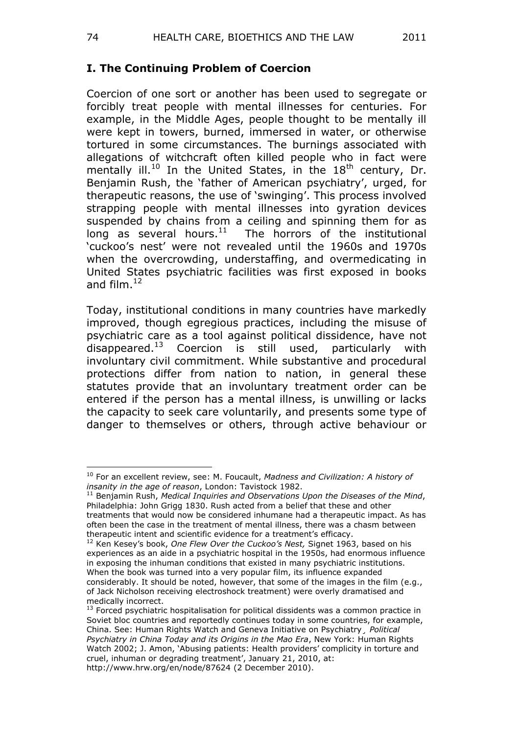## I. The Continuing Problem of Coercion

Coercion of one sort or another has been used to segregate or forcibly treat people with mental illnesses for centuries. For example, in the Middle Ages, people thought to be mentally ill were kept in towers, burned, immersed in water, or otherwise tortured in some circumstances. The burnings associated with allegations of witchcraft often killed people who in fact were mentally ill.[10] In the United States, in the 18th century, Dr. Benjamin Rush, the 'father of American psychiatry', urged, for therapeutic reasons, the use of 'swinging'. This process involved strapping people with mental illnesses into gyration devices suspended by chains from a ceiling and spinning them for as long as several hours.[11] The horrors of the institutional 'cuckoo's nest' were not revealed until the 1960s and 1970s when the overcrowding, understaffing, and overmedicating in United States psychiatric facilities was first exposed in books and film.[12]

Today, institutional conditions in many countries have markedly improved, though egregious practices, including the misuse of psychiatric care as a tool against political dissidence, have not disappeared.[13] Coercion is still used, particularly with involuntary civil commitment. While substantive and procedural protections differ from nation to nation, in general these statutes provide that an involuntary treatment order can be entered if the person has a mental illness, is unwilling or lacks the capacity to seek care voluntarily, and presents some type of danger to themselves or others, through active behaviour or

---

[10] For an excellent review, see: M. Foucault, *Madness and Civilization: A history of insanity in the age of reason*, London: Tavistock 1982.

[11] Benjamin Rush, *Medical Inquiries and Observations Upon the Diseases of the Mind*, Philadelphia: John Grigg 1830. Rush acted from a belief that these and other treatments that would now be considered inhumane had a therapeutic impact. As has often been the case in the treatment of mental illness, there was a chasm between therapeutic intent and scientific evidence for a treatment's efficacy.

[12] Ken Kesey's book, *One Flew Over the Cuckoo's Nest,* Signet 1963, based on his experiences as an aide in a psychiatric hospital in the 1950s, had enormous influence in exposing the inhuman conditions that existed in many psychiatric institutions. When the book was turned into a very popular film, its influence expanded considerably. It should be noted, however, that some of the images in the film (e.g., of Jack Nicholson receiving electroshock treatment) were overly dramatised and medically incorrect.

[13] Forced psychiatric hospitalisation for political dissidents was a common practice in Soviet bloc countries and reportedly continues today in some countries, for example, China. See: Human Rights Watch and Geneva Initiative on Psychiatry¸ *Political Psychiatry in China Today and its Origins in the Mao Era*, New York: Human Rights Watch 2002; J. Amon, 'Abusing patients: Health providers' complicity in torture and cruel, inhuman or degrading treatment', January 21, 2010, at: http://www.hrw.org/en/node/87624 (2 December 2010).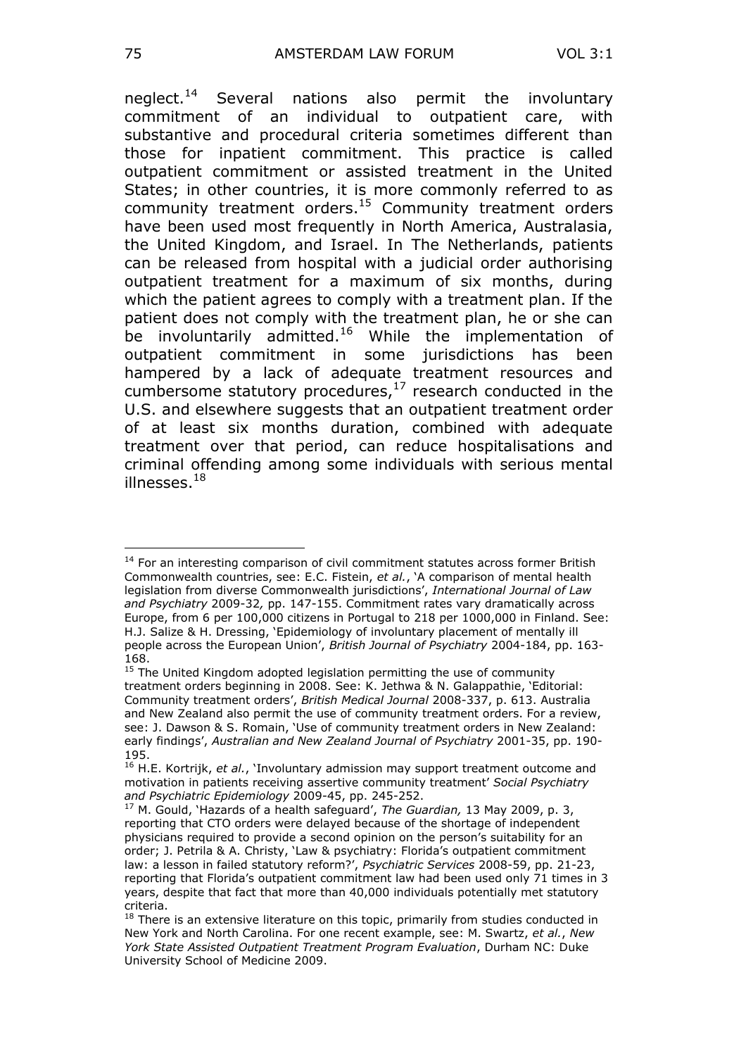neglect.[14] Several nations also permit the involuntary commitment of an individual to outpatient care, with substantive and procedural criteria sometimes different than those for inpatient commitment. This practice is called outpatient commitment or assisted treatment in the United States; in other countries, it is more commonly referred to as community treatment orders.[15] Community treatment orders have been used most frequently in North America, Australasia, the United Kingdom, and Israel. In The Netherlands, patients can be released from hospital with a judicial order authorising outpatient treatment for a maximum of six months, during which the patient agrees to comply with a treatment plan. If the patient does not comply with the treatment plan, he or she can be involuntarily admitted.[16] While the implementation of outpatient commitment in some jurisdictions has been hampered by a lack of adequate treatment resources and cumbersome statutory procedures,[17] research conducted in the U.S. and elsewhere suggests that an outpatient treatment order of at least six months duration, combined with adequate treatment over that period, can reduce hospitalisations and criminal offending among some individuals with serious mental illnesses.[18]

---

[14] For an interesting comparison of civil commitment statutes across former British Commonwealth countries, see: E.C. Fistein, *et al.*, 'A comparison of mental health legislation from diverse Commonwealth jurisdictions', *International Journal of Law and Psychiatry* 2009-32, pp. 147-155. Commitment rates vary dramatically across Europe, from 6 per 100,000 citizens in Portugal to 218 per 1000,000 in Finland. See: H.J. Salize & H. Dressing, 'Epidemiology of involuntary placement of mentally ill people across the European Union', *British Journal of Psychiatry* 2004-184, pp. 163-168.

[15] The United Kingdom adopted legislation permitting the use of community treatment orders beginning in 2008. See: K. Jethwa & N. Galappathie, 'Editorial: Community treatment orders', *British Medical Journal* 2008-337, p. 613. Australia and New Zealand also permit the use of community treatment orders. For a review, see: J. Dawson & S. Romain, 'Use of community treatment orders in New Zealand: early findings', *Australian and New Zealand Journal of Psychiatry* 2001-35, pp. 190-195.

[16] H.E. Kortrijk, *et al.*, 'Involuntary admission may support treatment outcome and motivation in patients receiving assertive community treatment' *Social Psychiatry and Psychiatric Epidemiology* 2009-45, pp. 245-252.

[17] M. Gould, 'Hazards of a health safeguard', *The Guardian,* 13 May 2009, p. 3, reporting that CTO orders were delayed because of the shortage of independent physicians required to provide a second opinion on the person's suitability for an order; J. Petrila & A. Christy, 'Law & psychiatry: Florida's outpatient commitment law: a lesson in failed statutory reform?', *Psychiatric Services* 2008-59, pp. 21-23, reporting that Florida's outpatient commitment law had been used only 71 times in 3 years, despite that fact that more than 40,000 individuals potentially met statutory criteria.

[18] There is an extensive literature on this topic, primarily from studies conducted in New York and North Carolina. For one recent example, see: M. Swartz, *et al.*, *New York State Assisted Outpatient Treatment Program Evaluation*, Durham NC: Duke University School of Medicine 2009.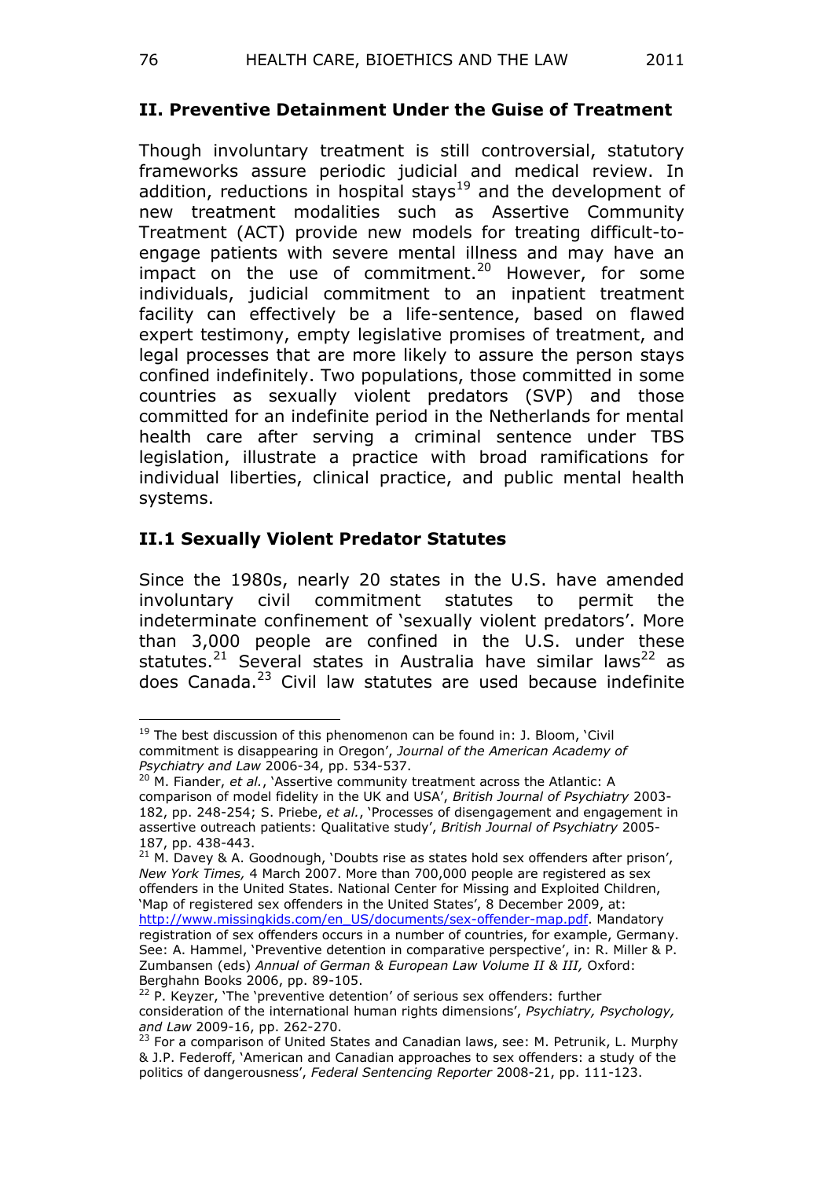## II. Preventive Detainment Under the Guise of Treatment

Though involuntary treatment is still controversial, statutory frameworks assure periodic judicial and medical review. In addition, reductions in hospital stays[19] and the development of new treatment modalities such as Assertive Community Treatment (ACT) provide new models for treating difficult-to-engage patients with severe mental illness and may have an impact on the use of commitment.[20] However, for some individuals, judicial commitment to an inpatient treatment facility can effectively be a life-sentence, based on flawed expert testimony, empty legislative promises of treatment, and legal processes that are more likely to assure the person stays confined indefinitely. Two populations, those committed in some countries as sexually violent predators (SVP) and those committed for an indefinite period in the Netherlands for mental health care after serving a criminal sentence under TBS legislation, illustrate a practice with broad ramifications for individual liberties, clinical practice, and public mental health systems.

### II.1 Sexually Violent Predator Statutes

Since the 1980s, nearly 20 states in the U.S. have amended involuntary civil commitment statutes to permit the indeterminate confinement of 'sexually violent predators'. More than 3,000 people are confined in the U.S. under these statutes.[21] Several states in Australia have similar laws[22] as does Canada.[23] Civil law statutes are used because indefinite

---

[19] The best discussion of this phenomenon can be found in: J. Bloom, 'Civil commitment is disappearing in Oregon', *Journal of the American Academy of Psychiatry and Law* 2006-34, pp. 534-537.

[20] M. Fiander, *et al.*, 'Assertive community treatment across the Atlantic: A comparison of model fidelity in the UK and USA', *British Journal of Psychiatry* 2003-182, pp. 248-254; S. Priebe, *et al.*, 'Processes of disengagement and engagement in assertive outreach patients: Qualitative study', *British Journal of Psychiatry* 2005-187, pp. 438-443.

[21] M. Davey & A. Goodnough, 'Doubts rise as states hold sex offenders after prison', *New York Times,* 4 March 2007. More than 700,000 people are registered as sex offenders in the United States. National Center for Missing and Exploited Children, 'Map of registered sex offenders in the United States', 8 December 2009, at: http://www.missingkids.com/en_US/documents/sex-offender-map.pdf. Mandatory registration of sex offenders occurs in a number of countries, for example, Germany. See: A. Hammel, 'Preventive detention in comparative perspective', in: R. Miller & P. Zumbansen (eds) *Annual of German & European Law Volume II & III,* Oxford: Berghahn Books 2006, pp. 89-105.

[22] P. Keyzer, 'The 'preventive detention' of serious sex offenders: further consideration of the international human rights dimensions', *Psychiatry, Psychology, and Law* 2009-16, pp. 262-270.

[23] For a comparison of United States and Canadian laws, see: M. Petrunik, L. Murphy & J.P. Federoff, 'American and Canadian approaches to sex offenders: a study of the politics of dangerousness', *Federal Sentencing Reporter* 2008-21, pp. 111-123.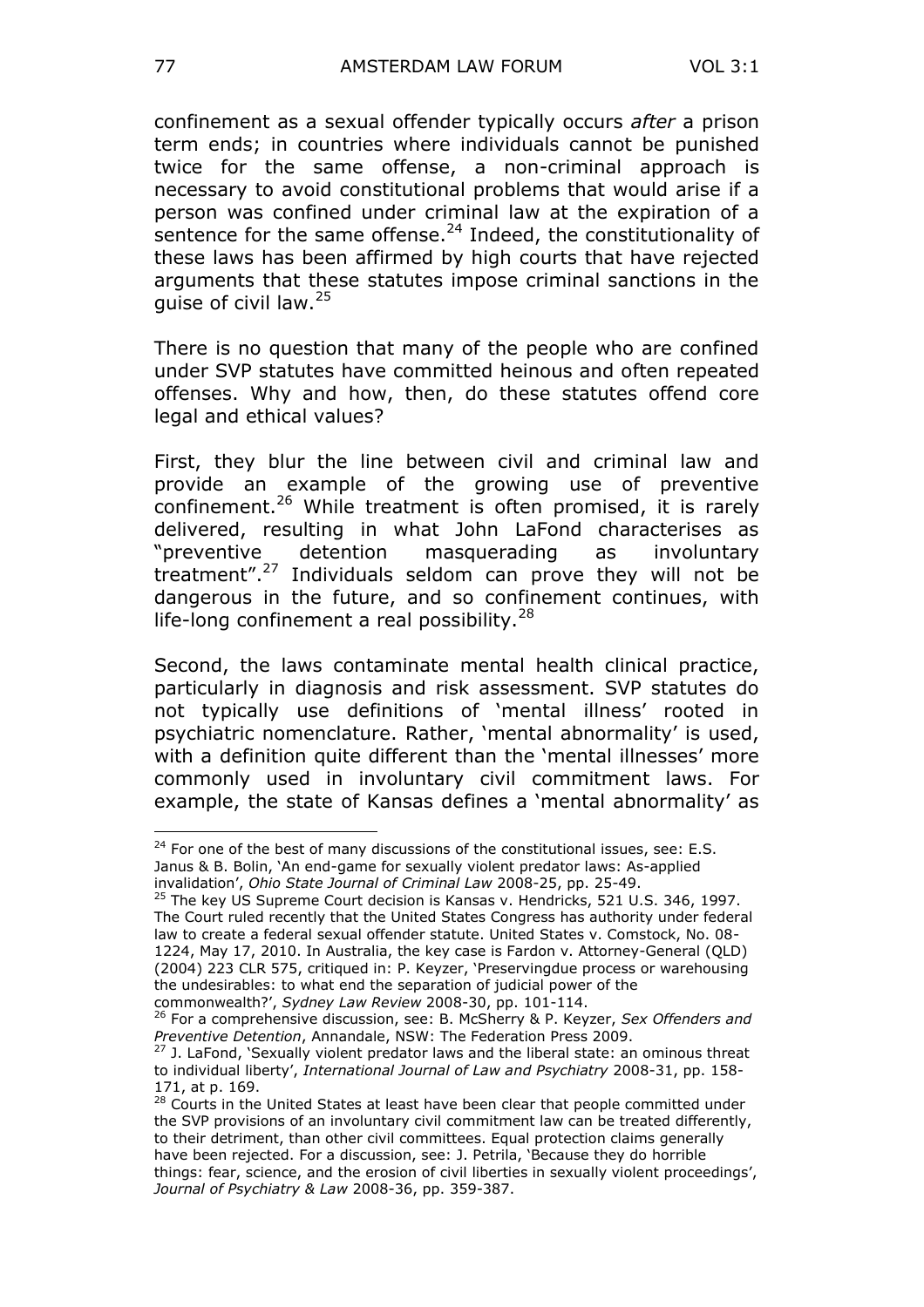confinement as a sexual offender typically occurs *after* a prison term ends; in countries where individuals cannot be punished twice for the same offense, a non-criminal approach is necessary to avoid constitutional problems that would arise if a person was confined under criminal law at the expiration of a sentence for the same offense.[24] Indeed, the constitutionality of these laws has been affirmed by high courts that have rejected arguments that these statutes impose criminal sanctions in the guise of civil law.[25]

There is no question that many of the people who are confined under SVP statutes have committed heinous and often repeated offenses. Why and how, then, do these statutes offend core legal and ethical values?

First, they blur the line between civil and criminal law and provide an example of the growing use of preventive confinement.[26] While treatment is often promised, it is rarely delivered, resulting in what John LaFond characterises as "preventive detention masquerading as involuntary treatment".[27] Individuals seldom can prove they will not be dangerous in the future, and so confinement continues, with life-long confinement a real possibility.[28]

Second, the laws contaminate mental health clinical practice, particularly in diagnosis and risk assessment. SVP statutes do not typically use definitions of 'mental illness' rooted in psychiatric nomenclature. Rather, 'mental abnormality' is used, with a definition quite different than the 'mental illnesses' more commonly used in involuntary civil commitment laws. For example, the state of Kansas defines a 'mental abnormality' as

---

[24] For one of the best of many discussions of the constitutional issues, see: E.S. Janus & B. Bolin, 'An end-game for sexually violent predator laws: As-applied invalidation', *Ohio State Journal of Criminal Law* 2008-25, pp. 25-49.

[25] The key US Supreme Court decision is Kansas v. Hendricks, 521 U.S. 346, 1997. The Court ruled recently that the United States Congress has authority under federal law to create a federal sexual offender statute. United States v. Comstock, No. 08-1224, May 17, 2010. In Australia, the key case is Fardon v. Attorney-General (QLD) (2004) 223 CLR 575, critiqued in: P. Keyzer, 'Preservingdue process or warehousing the undesirables: to what end the separation of judicial power of the commonwealth?', *Sydney Law Review* 2008-30, pp. 101-114.

[26] For a comprehensive discussion, see: B. McSherry & P. Keyzer, *Sex Offenders and Preventive Detention*, Annandale, NSW: The Federation Press 2009.

[27] J. LaFond, 'Sexually violent predator laws and the liberal state: an ominous threat to individual liberty', *International Journal of Law and Psychiatry* 2008-31, pp. 158-171, at p. 169.

[28] Courts in the United States at least have been clear that people committed under the SVP provisions of an involuntary civil commitment law can be treated differently, to their detriment, than other civil committees. Equal protection claims generally have been rejected. For a discussion, see: J. Petrila, 'Because they do horrible things: fear, science, and the erosion of civil liberties in sexually violent proceedings', *Journal of Psychiatry & Law* 2008-36, pp. 359-387.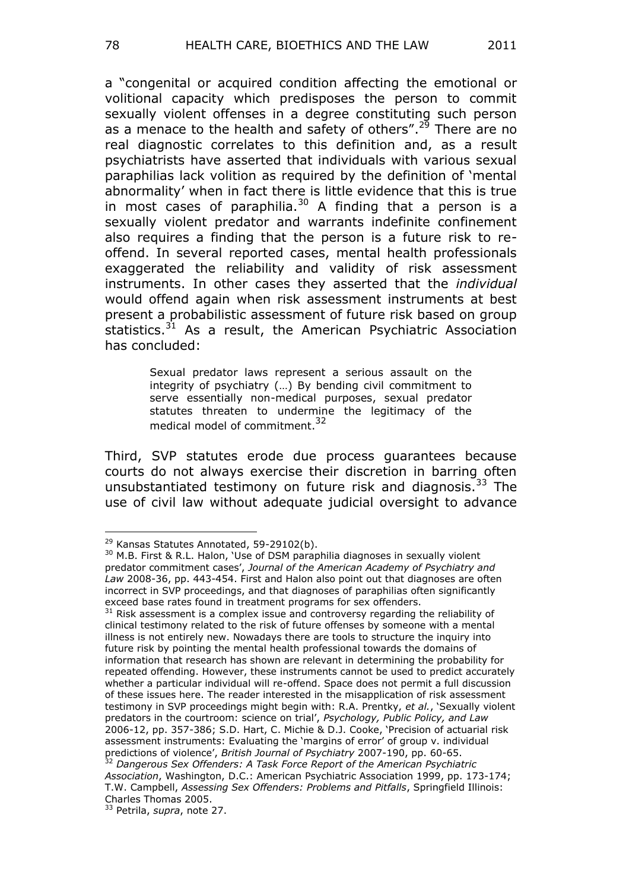a "congenital or acquired condition affecting the emotional or volitional capacity which predisposes the person to commit sexually violent offenses in a degree constituting such person as a menace to the health and safety of others".[29] There are no real diagnostic correlates to this definition and, as a result psychiatrists have asserted that individuals with various sexual paraphilias lack volition as required by the definition of 'mental abnormality' when in fact there is little evidence that this is true in most cases of paraphilia.[30] A finding that a person is a sexually violent predator and warrants indefinite confinement also requires a finding that the person is a future risk to re-offend. In several reported cases, mental health professionals exaggerated the reliability and validity of risk assessment instruments. In other cases they asserted that the *individual* would offend again when risk assessment instruments at best present a probabilistic assessment of future risk based on group statistics.[31] As a result, the American Psychiatric Association has concluded:

> Sexual predator laws represent a serious assault on the integrity of psychiatry (…) By bending civil commitment to serve essentially non-medical purposes, sexual predator statutes threaten to undermine the legitimacy of the medical model of commitment.[32]

Third, SVP statutes erode due process guarantees because courts do not always exercise their discretion in barring often unsubstantiated testimony on future risk and diagnosis.[33] The use of civil law without adequate judicial oversight to advance

---

[29] Kansas Statutes Annotated, 59-29102(b).

[30] M.B. First & R.L. Halon, 'Use of DSM paraphilia diagnoses in sexually violent predator commitment cases', *Journal of the American Academy of Psychiatry and Law* 2008-36, pp. 443-454. First and Halon also point out that diagnoses are often incorrect in SVP proceedings, and that diagnoses of paraphilias often significantly exceed base rates found in treatment programs for sex offenders.

[31] Risk assessment is a complex issue and controversy regarding the reliability of clinical testimony related to the risk of future offenses by someone with a mental illness is not entirely new. Nowadays there are tools to structure the inquiry into future risk by pointing the mental health professional towards the domains of information that research has shown are relevant in determining the probability for repeated offending. However, these instruments cannot be used to predict accurately whether a particular individual will re-offend. Space does not permit a full discussion of these issues here. The reader interested in the misapplication of risk assessment testimony in SVP proceedings might begin with: R.A. Prentky, *et al.*, 'Sexually violent predators in the courtroom: science on trial', *Psychology, Public Policy, and Law* 2006-12, pp. 357-386; S.D. Hart, C. Michie & D.J. Cooke, 'Precision of actuarial risk assessment instruments: Evaluating the 'margins of error' of group v. individual predictions of violence', *British Journal of Psychiatry* 2007-190, pp. 60-65.

[32] *Dangerous Sex Offenders: A Task Force Report of the American Psychiatric Association*, Washington, D.C.: American Psychiatric Association 1999, pp. 173-174; T.W. Campbell, *Assessing Sex Offenders: Problems and Pitfalls*, Springfield Illinois: Charles Thomas 2005.

[33] Petrila, *supra*, note 27.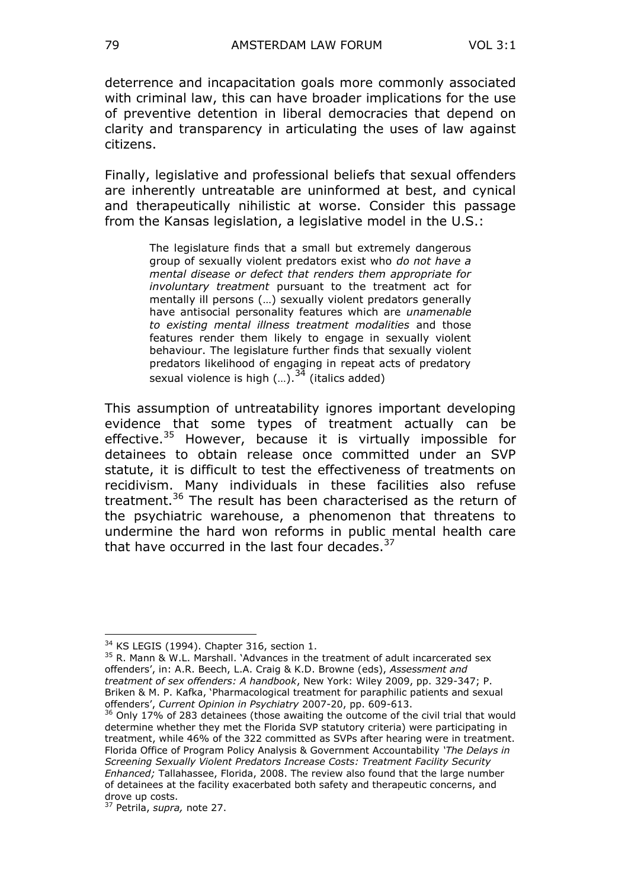deterrence and incapacitation goals more commonly associated with criminal law, this can have broader implications for the use of preventive detention in liberal democracies that depend on clarity and transparency in articulating the uses of law against citizens.

Finally, legislative and professional beliefs that sexual offenders are inherently untreatable are uninformed at best, and cynical and therapeutically nihilistic at worse. Consider this passage from the Kansas legislation, a legislative model in the U.S.:

> The legislature finds that a small but extremely dangerous group of sexually violent predators exist who *do not have a mental disease or defect that renders them appropriate for involuntary treatment* pursuant to the treatment act for mentally ill persons (…) sexually violent predators generally have antisocial personality features which are *unamenable to existing mental illness treatment modalities* and those features render them likely to engage in sexually violent behaviour. The legislature further finds that sexually violent predators likelihood of engaging in repeat acts of predatory sexual violence is high (…).[34] (italics added)

This assumption of untreatability ignores important developing evidence that some types of treatment actually can be effective.[35] However, because it is virtually impossible for detainees to obtain release once committed under an SVP statute, it is difficult to test the effectiveness of treatments on recidivism. Many individuals in these facilities also refuse treatment.[36] The result has been characterised as the return of the psychiatric warehouse, a phenomenon that threatens to undermine the hard won reforms in public mental health care that have occurred in the last four decades.[37]

---

[34] KS LEGIS (1994). Chapter 316, section 1.

[35] R. Mann & W.L. Marshall. 'Advances in the treatment of adult incarcerated sex offenders', in: A.R. Beech, L.A. Craig & K.D. Browne (eds), *Assessment and treatment of sex offenders: A handbook*, New York: Wiley 2009, pp. 329-347; P. Briken & M. P. Kafka, 'Pharmacological treatment for paraphilic patients and sexual offenders', *Current Opinion in Psychiatry* 2007-20, pp. 609-613.

[36] Only 17% of 283 detainees (those awaiting the outcome of the civil trial that would determine whether they met the Florida SVP statutory criteria) were participating in treatment, while 46% of the 322 committed as SVPs after hearing were in treatment. Florida Office of Program Policy Analysis & Government Accountability '*The Delays in Screening Sexually Violent Predators Increase Costs: Treatment Facility Security Enhanced;* Tallahassee, Florida, 2008. The review also found that the large number of detainees at the facility exacerbated both safety and therapeutic concerns, and drove up costs.

[37] Petrila, *supra,* note 27.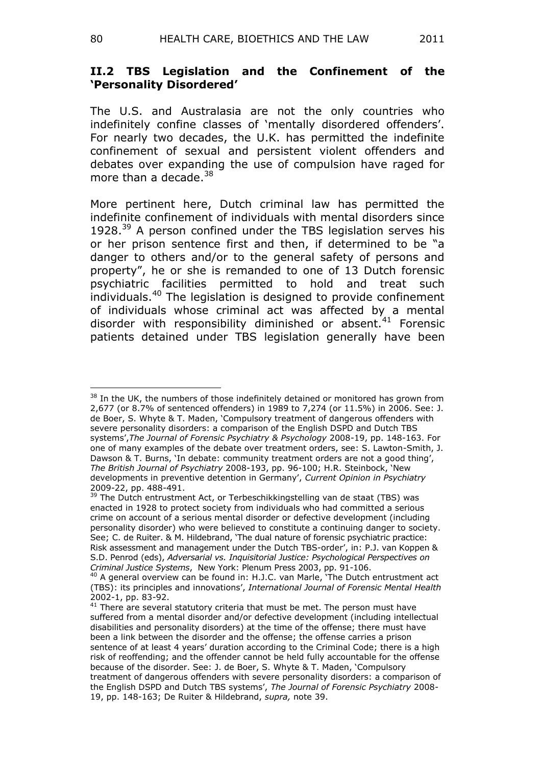## II.2 TBS Legislation and the Confinement of the 'Personality Disordered'

The U.S. and Australasia are not the only countries who indefinitely confine classes of 'mentally disordered offenders'. For nearly two decades, the U.K. has permitted the indefinite confinement of sexual and persistent violent offenders and debates over expanding the use of compulsion have raged for more than a decade.[38]

More pertinent here, Dutch criminal law has permitted the indefinite confinement of individuals with mental disorders since 1928.[39] A person confined under the TBS legislation serves his or her prison sentence first and then, if determined to be "a danger to others and/or to the general safety of persons and property", he or she is remanded to one of 13 Dutch forensic psychiatric facilities permitted to hold and treat such individuals.[40] The legislation is designed to provide confinement of individuals whose criminal act was affected by a mental disorder with responsibility diminished or absent.[41] Forensic patients detained under TBS legislation generally have been

---

[38] In the UK, the numbers of those indefinitely detained or monitored has grown from 2,677 (or 8.7% of sentenced offenders) in 1989 to 7,274 (or 11.5%) in 2006. See: J. de Boer, S. Whyte & T. Maden, 'Compulsory treatment of dangerous offenders with severe personality disorders: a comparison of the English DSPD and Dutch TBS systems',*The Journal of Forensic Psychiatry & Psychology* 2008-19, pp. 148-163. For one of many examples of the debate over treatment orders, see: S. Lawton-Smith, J. Dawson & T. Burns, 'In debate: community treatment orders are not a good thing', *The British Journal of Psychiatry* 2008-193, pp. 96-100; H.R. Steinbock, 'New developments in preventive detention in Germany', *Current Opinion in Psychiatry* 2009-22, pp. 488-491.

[39] The Dutch entrustment Act, or Terbeschikkingstelling van de staat (TBS) was enacted in 1928 to protect society from individuals who had committed a serious crime on account of a serious mental disorder or defective development (including personality disorder) who were believed to constitute a continuing danger to society. See; C. de Ruiter. & M. Hildebrand, 'The dual nature of forensic psychiatric practice: Risk assessment and management under the Dutch TBS-order', in: P.J. van Koppen & S.D. Penrod (eds), *Adversarial vs. Inquisitorial Justice: Psychological Perspectives on Criminal Justice Systems*, New York: Plenum Press 2003, pp. 91-106.

[40] A general overview can be found in: H.J.C. van Marle, 'The Dutch entrustment act (TBS): its principles and innovations', *International Journal of Forensic Mental Health* 2002-1, pp. 83-92.

[41] There are several statutory criteria that must be met. The person must have suffered from a mental disorder and/or defective development (including intellectual disabilities and personality disorders) at the time of the offense; there must have been a link between the disorder and the offense; the offense carries a prison sentence of at least 4 years' duration according to the Criminal Code; there is a high risk of reoffending; and the offender cannot be held fully accountable for the offense because of the disorder. See: J. de Boer, S. Whyte & T. Maden, 'Compulsory treatment of dangerous offenders with severe personality disorders: a comparison of the English DSPD and Dutch TBS systems', *The Journal of Forensic Psychiatry* 2008-19, pp. 148-163; De Ruiter & Hildebrand, *supra,* note 39.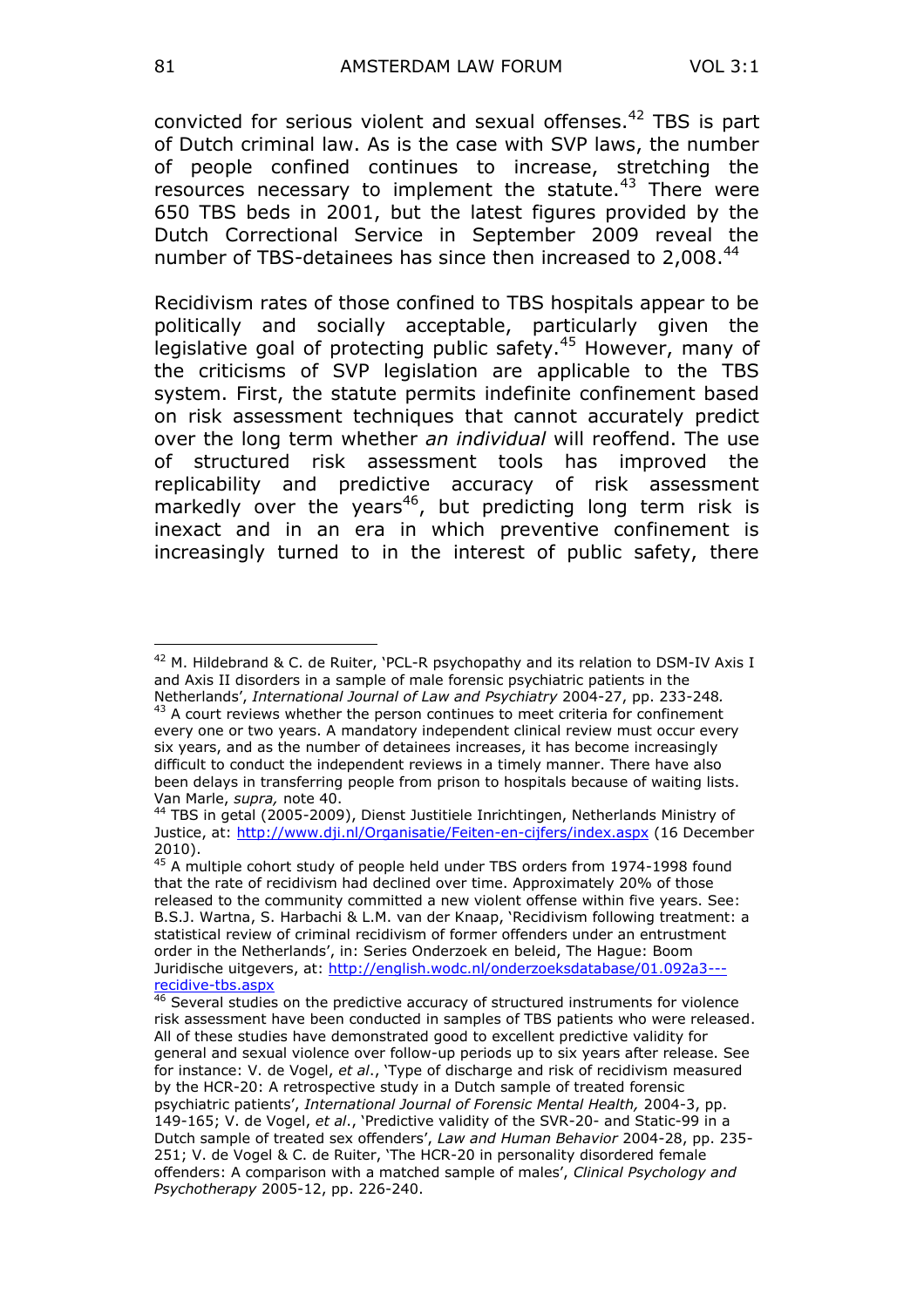convicted for serious violent and sexual offenses.[42] TBS is part of Dutch criminal law. As is the case with SVP laws, the number of people confined continues to increase, stretching the resources necessary to implement the statute.[43] There were 650 TBS beds in 2001, but the latest figures provided by the Dutch Correctional Service in September 2009 reveal the number of TBS-detainees has since then increased to 2,008.[44]

Recidivism rates of those confined to TBS hospitals appear to be politically and socially acceptable, particularly given the legislative goal of protecting public safety.[45] However, many of the criticisms of SVP legislation are applicable to the TBS system. First, the statute permits indefinite confinement based on risk assessment techniques that cannot accurately predict over the long term whether *an individual* will reoffend. The use of structured risk assessment tools has improved the replicability and predictive accuracy of risk assessment markedly over the years[46], but predicting long term risk is inexact and in an era in which preventive confinement is increasingly turned to in the interest of public safety, there

---

[42] M. Hildebrand & C. de Ruiter, 'PCL-R psychopathy and its relation to DSM-IV Axis I and Axis II disorders in a sample of male forensic psychiatric patients in the Netherlands', *International Journal of Law and Psychiatry* 2004-27, pp. 233-248.

[43] A court reviews whether the person continues to meet criteria for confinement every one or two years. A mandatory independent clinical review must occur every six years, and as the number of detainees increases, it has become increasingly difficult to conduct the independent reviews in a timely manner. There have also been delays in transferring people from prison to hospitals because of waiting lists. Van Marle, *supra,* note 40.

[44] TBS in getal (2005-2009), Dienst Justitiele Inrichtingen, Netherlands Ministry of Justice, at: http://www.dji.nl/Organisatie/Feiten-en-cijfers/index.aspx (16 December 2010).

[45] A multiple cohort study of people held under TBS orders from 1974-1998 found that the rate of recidivism had declined over time. Approximately 20% of those released to the community committed a new violent offense within five years. See: B.S.J. Wartna, S. Harbachi & L.M. van der Knaap, 'Recidivism following treatment: a statistical review of criminal recidivism of former offenders under an entrustment order in the Netherlands', in: Series Onderzoek en beleid, The Hague: Boom Juridische uitgevers, at: http://english.wodc.nl/onderzoeksdatabase/01.092a3---recidive-tbs.aspx

[46] Several studies on the predictive accuracy of structured instruments for violence risk assessment have been conducted in samples of TBS patients who were released. All of these studies have demonstrated good to excellent predictive validity for general and sexual violence over follow-up periods up to six years after release. See for instance: V. de Vogel, *et al*., 'Type of discharge and risk of recidivism measured by the HCR-20: A retrospective study in a Dutch sample of treated forensic psychiatric patients', *International Journal of Forensic Mental Health,* 2004-3, pp. 149-165; V. de Vogel, *et al*., 'Predictive validity of the SVR-20- and Static-99 in a Dutch sample of treated sex offenders', *Law and Human Behavior* 2004-28, pp. 235-251; V. de Vogel & C. de Ruiter, 'The HCR-20 in personality disordered female offenders: A comparison with a matched sample of males', *Clinical Psychology and Psychotherapy* 2005-12, pp. 226-240.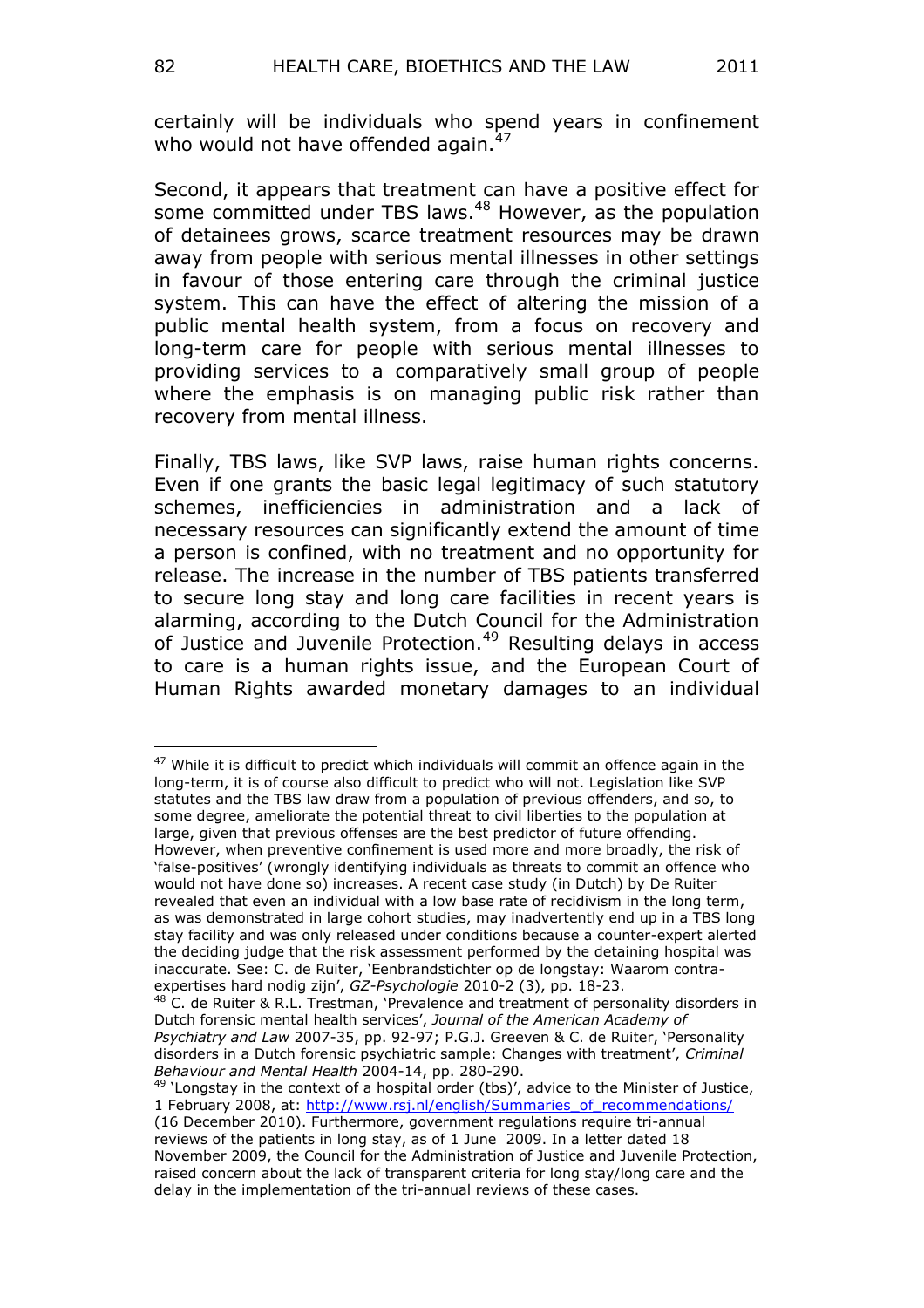certainly will be individuals who spend years in confinement who would not have offended again.[47]

Second, it appears that treatment can have a positive effect for some committed under TBS laws.[48] However, as the population of detainees grows, scarce treatment resources may be drawn away from people with serious mental illnesses in other settings in favour of those entering care through the criminal justice system. This can have the effect of altering the mission of a public mental health system, from a focus on recovery and long-term care for people with serious mental illnesses to providing services to a comparatively small group of people where the emphasis is on managing public risk rather than recovery from mental illness.

Finally, TBS laws, like SVP laws, raise human rights concerns. Even if one grants the basic legal legitimacy of such statutory schemes, inefficiencies in administration and a lack of necessary resources can significantly extend the amount of time a person is confined, with no treatment and no opportunity for release. The increase in the number of TBS patients transferred to secure long stay and long care facilities in recent years is alarming, according to the Dutch Council for the Administration of Justice and Juvenile Protection.[49] Resulting delays in access to care is a human rights issue, and the European Court of Human Rights awarded monetary damages to an individual

---

[47] While it is difficult to predict which individuals will commit an offence again in the long-term, it is of course also difficult to predict who will not. Legislation like SVP statutes and the TBS law draw from a population of previous offenders, and so, to some degree, ameliorate the potential threat to civil liberties to the population at large, given that previous offenses are the best predictor of future offending. However, when preventive confinement is used more and more broadly, the risk of 'false-positives' (wrongly identifying individuals as threats to commit an offence who would not have done so) increases. A recent case study (in Dutch) by De Ruiter revealed that even an individual with a low base rate of recidivism in the long term, as was demonstrated in large cohort studies, may inadvertently end up in a TBS long stay facility and was only released under conditions because a counter-expert alerted the deciding judge that the risk assessment performed by the detaining hospital was inaccurate. See: C. de Ruiter, 'Eenbrandstichter op de longstay: Waarom contra-expertises hard nodig zijn', *GZ-Psychologie* 2010-2 (3), pp. 18-23.

[48] C. de Ruiter & R.L. Trestman, 'Prevalence and treatment of personality disorders in Dutch forensic mental health services', *Journal of the American Academy of Psychiatry and Law* 2007-35, pp. 92-97; P.G.J. Greeven & C. de Ruiter, 'Personality disorders in a Dutch forensic psychiatric sample: Changes with treatment', *Criminal Behaviour and Mental Health* 2004-14, pp. 280-290.

[49] 'Longstay in the context of a hospital order (tbs)', advice to the Minister of Justice, 1 February 2008, at: http://www.rsj.nl/english/Summaries_of_recommendations/ (16 December 2010). Furthermore, government regulations require tri-annual reviews of the patients in long stay, as of 1 June 2009. In a letter dated 18 November 2009, the Council for the Administration of Justice and Juvenile Protection, raised concern about the lack of transparent criteria for long stay/long care and the delay in the implementation of the tri-annual reviews of these cases.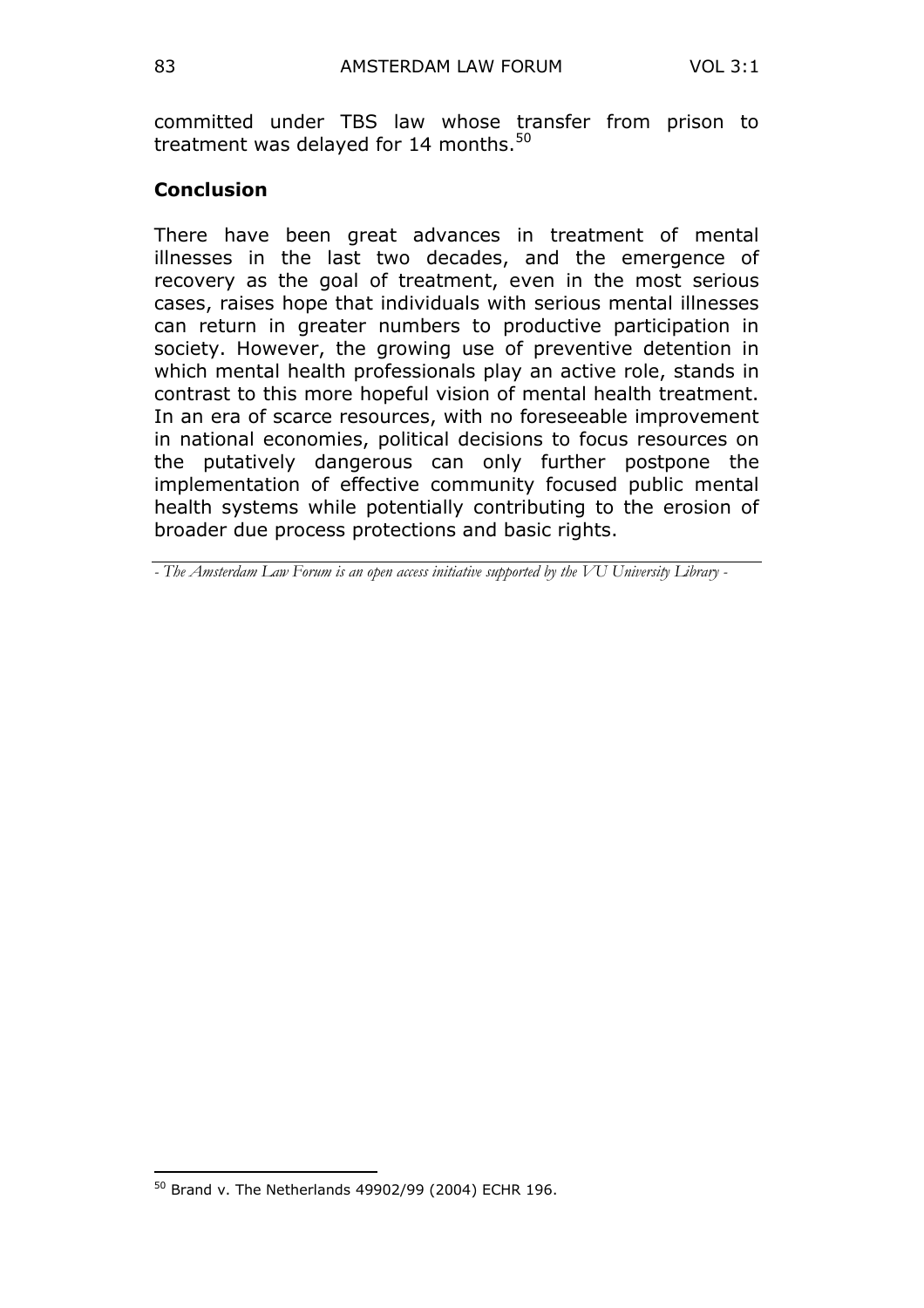committed under TBS law whose transfer from prison to treatment was delayed for 14 months.[50]

## Conclusion

There have been great advances in treatment of mental illnesses in the last two decades, and the emergence of recovery as the goal of treatment, even in the most serious cases, raises hope that individuals with serious mental illnesses can return in greater numbers to productive participation in society. However, the growing use of preventive detention in which mental health professionals play an active role, stands in contrast to this more hopeful vision of mental health treatment. In an era of scarce resources, with no foreseeable improvement in national economies, political decisions to focus resources on the putatively dangerous can only further postpone the implementation of effective community focused public mental health systems while potentially contributing to the erosion of broader due process protections and basic rights.

*- The Amsterdam Law Forum is an open access initiative supported by the VU University Library -*

[50] Brand v. The Netherlands 49902/99 (2004) ECHR 196.